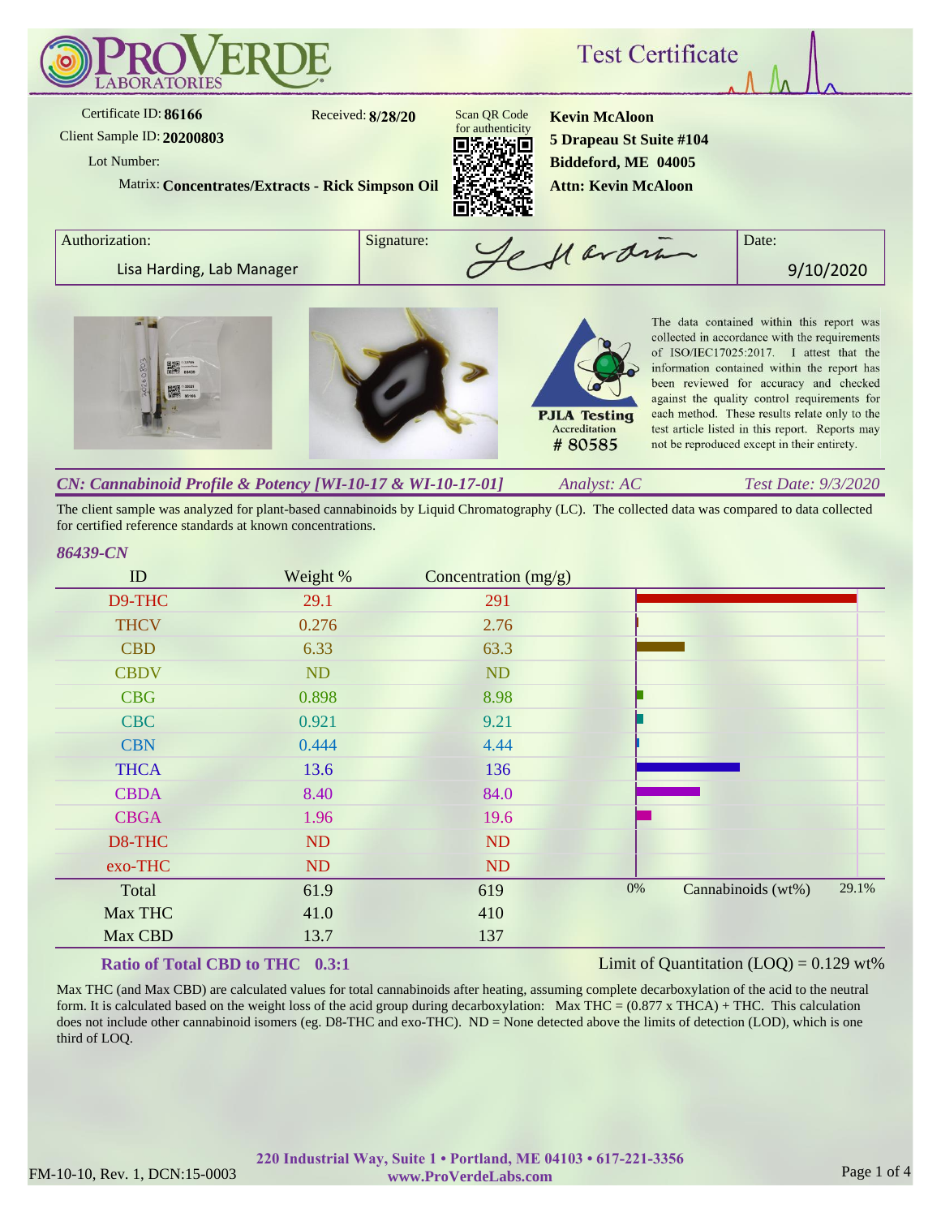# ProVerde Laboratories — Test Certificate

Certificate ID: **86166**
Received: **8/28/20**
Client Sample ID: **20200803**
Lot Number:
Matrix: **Concentrates/Extracts - Rick Simpson Oil**

Scan QR Code for authenticity

**Kevin McAloon**
**5 Drapeau St Suite #104**
**Biddeford, ME 04005**
**Attn: Kevin McAloon**

| Authorization: | Signature: | Date: |
|---|---|---|
| Lisa Harding, Lab Manager | | 9/10/2020 |

PJLA Testing Accreditation # 80585

The data contained within this report was collected in accordance with the requirements of ISO/IEC17025:2017. I attest that the information contained within the report has been reviewed for accuracy and checked against the quality control requirements for each method. These results relate only to the test article listed in this report. Reports may not be reproduced except in their entirety.

## *CN: Cannabinoid Profile & Potency [WI-10-17 & WI-10-17-01]* — *Analyst: AC* — *Test Date: 9/3/2020*

The client sample was analyzed for plant-based cannabinoids by Liquid Chromatography (LC). The collected data was compared to data collected for certified reference standards at known concentrations.

*86439-CN*

| ID | Weight % | Concentration (mg/g) |
|---|---|---|
| D9-THC | 29.1 | 291 |
| THCV | 0.276 | 2.76 |
| CBD | 6.33 | 63.3 |
| CBDV | ND | ND |
| CBG | 0.898 | 8.98 |
| CBC | 0.921 | 9.21 |
| CBN | 0.444 | 4.44 |
| THCA | 13.6 | 136 |
| CBDA | 8.40 | 84.0 |
| CBGA | 1.96 | 19.6 |
| D8-THC | ND | ND |
| exo-THC | ND | ND |
| Total | 61.9 | 619 |
| Max THC | 41.0 | 410 |
| Max CBD | 13.7 | 137 |

Chart: Cannabinoids (wt%), 0% – 29.1%

**Ratio of Total CBD to THC 0.3:1**

Limit of Quantitation (LOQ) = 0.129 wt%

Max THC (and Max CBD) are calculated values for total cannabinoids after heating, assuming complete decarboxylation of the acid to the neutral form. It is calculated based on the weight loss of the acid group during decarboxylation: Max THC = (0.877 x THCA) + THC. This calculation does not include other cannabinoid isomers (eg. D8-THC and exo-THC). ND = None detected above the limits of detection (LOD), which is one third of LOQ.

220 Industrial Way, Suite 1 • Portland, ME 04103 • 617-221-3356
www.ProVerdeLabs.com

FM-10-10, Rev. 1, DCN:15-0003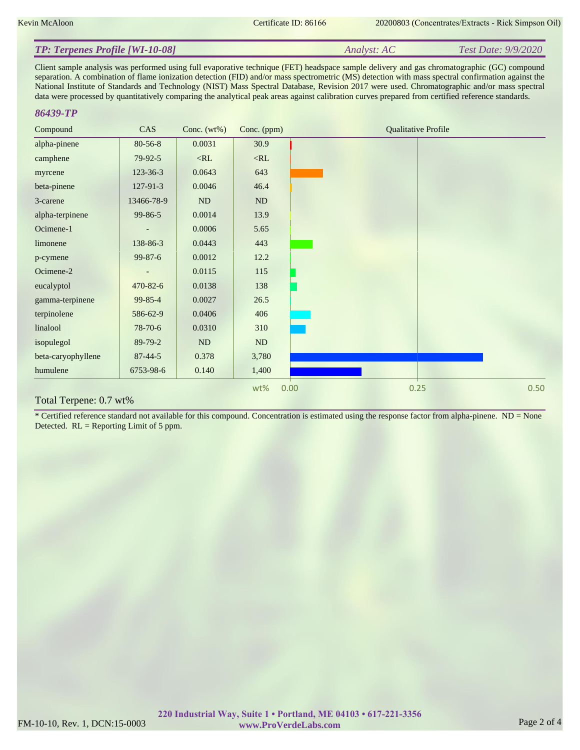## TP: Terpenes Profile [WI-10-08]

*Analyst: AC* *Test Date: 9/9/2020*

Client sample analysis was performed using full evaporative technique (FET) headspace sample delivery and gas chromatographic (GC) compound separation. A combination of flame ionization detection (FID) and/or mass spectrometric (MS) detection with mass spectral confirmation against the National Institute of Standards and Technology (NIST) Mass Spectral Database, Revision 2017 were used. Chromatographic and/or mass spectral data were processed by quantitatively comparing the analytical peak areas against calibration curves prepared from certified reference standards.

### 86439-TP

| Compound | CAS | Conc. (wt%) | Conc. (ppm) |
|---|---|---|---|
| alpha-pinene | 80-56-8 | 0.0031 | 30.9 |
| camphene | 79-92-5 | <RL | <RL |
| myrcene | 123-36-3 | 0.0643 | 643 |
| beta-pinene | 127-91-3 | 0.0046 | 46.4 |
| 3-carene | 13466-78-9 | ND | ND |
| alpha-terpinene | 99-86-5 | 0.0014 | 13.9 |
| Ocimene-1 | - | 0.0006 | 5.65 |
| limonene | 138-86-3 | 0.0443 | 443 |
| p-cymene | 99-87-6 | 0.0012 | 12.2 |
| Ocimene-2 | - | 0.0115 | 115 |
| eucalyptol | 470-82-6 | 0.0138 | 138 |
| gamma-terpinene | 99-85-4 | 0.0027 | 26.5 |
| terpinolene | 586-62-9 | 0.0406 | 406 |
| linalool | 78-70-6 | 0.0310 | 310 |
| isopulegol | 89-79-2 | ND | ND |
| beta-caryophyllene | 87-44-5 | 0.378 | 3,780 |
| humulene | 6753-98-6 | 0.140 | 1,400 |

Total Terpene: 0.7 wt%

* Certified reference standard not available for this compound. Concentration is estimated using the response factor from alpha-pinene. ND = None Detected. RL = Reporting Limit of 5 ppm.

FM-10-10, Rev. 1, DCN:15-0003

**220 Industrial Way, Suite 1 • Portland, ME 04103 • 617-221-3356**
**www.ProVerdeLabs.com**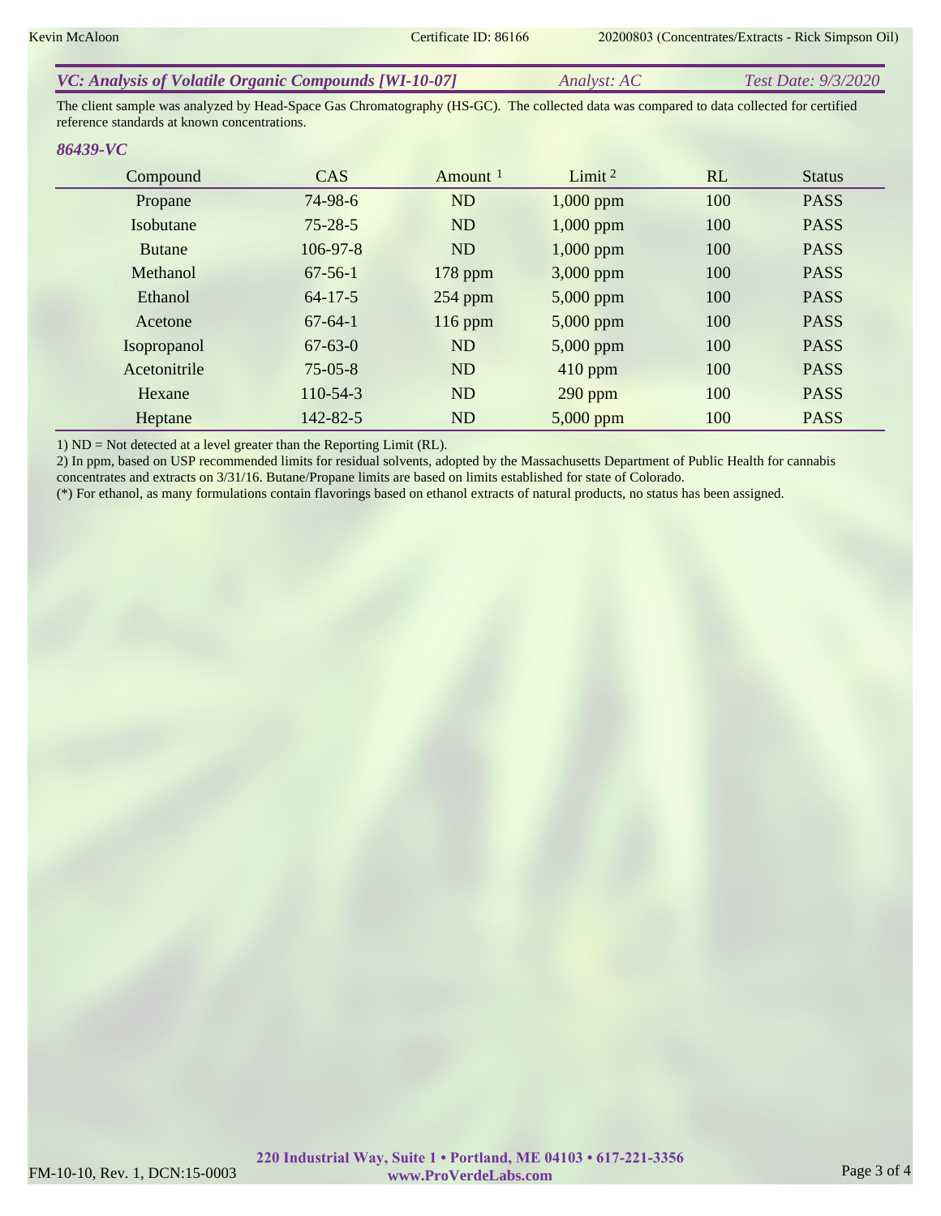## *VC: Analysis of Volatile Organic Compounds [WI-10-07]* *Analyst: AC* *Test Date: 9/3/2020*

The client sample was analyzed by Head-Space Gas Chromatography (HS-GC). The collected data was compared to data collected for certified reference standards at known concentrations.

### *86439-VC*

| Compound | CAS | Amount [1] | Limit [2] | RL | Status |
|---|---|---|---|---|---|
| Propane | 74-98-6 | ND | 1,000 ppm | 100 | PASS |
| Isobutane | 75-28-5 | ND | 1,000 ppm | 100 | PASS |
| Butane | 106-97-8 | ND | 1,000 ppm | 100 | PASS |
| Methanol | 67-56-1 | 178 ppm | 3,000 ppm | 100 | PASS |
| Ethanol | 64-17-5 | 254 ppm | 5,000 ppm | 100 | PASS |
| Acetone | 67-64-1 | 116 ppm | 5,000 ppm | 100 | PASS |
| Isopropanol | 67-63-0 | ND | 5,000 ppm | 100 | PASS |
| Acetonitrile | 75-05-8 | ND | 410 ppm | 100 | PASS |
| Hexane | 110-54-3 | ND | 290 ppm | 100 | PASS |
| Heptane | 142-82-5 | ND | 5,000 ppm | 100 | PASS |

1) ND = Not detected at a level greater than the Reporting Limit (RL).
2) In ppm, based on USP recommended limits for residual solvents, adopted by the Massachusetts Department of Public Health for cannabis concentrates and extracts on 3/31/16. Butane/Propane limits are based on limits established for state of Colorado.
(*) For ethanol, as many formulations contain flavorings based on ethanol extracts of natural products, no status has been assigned.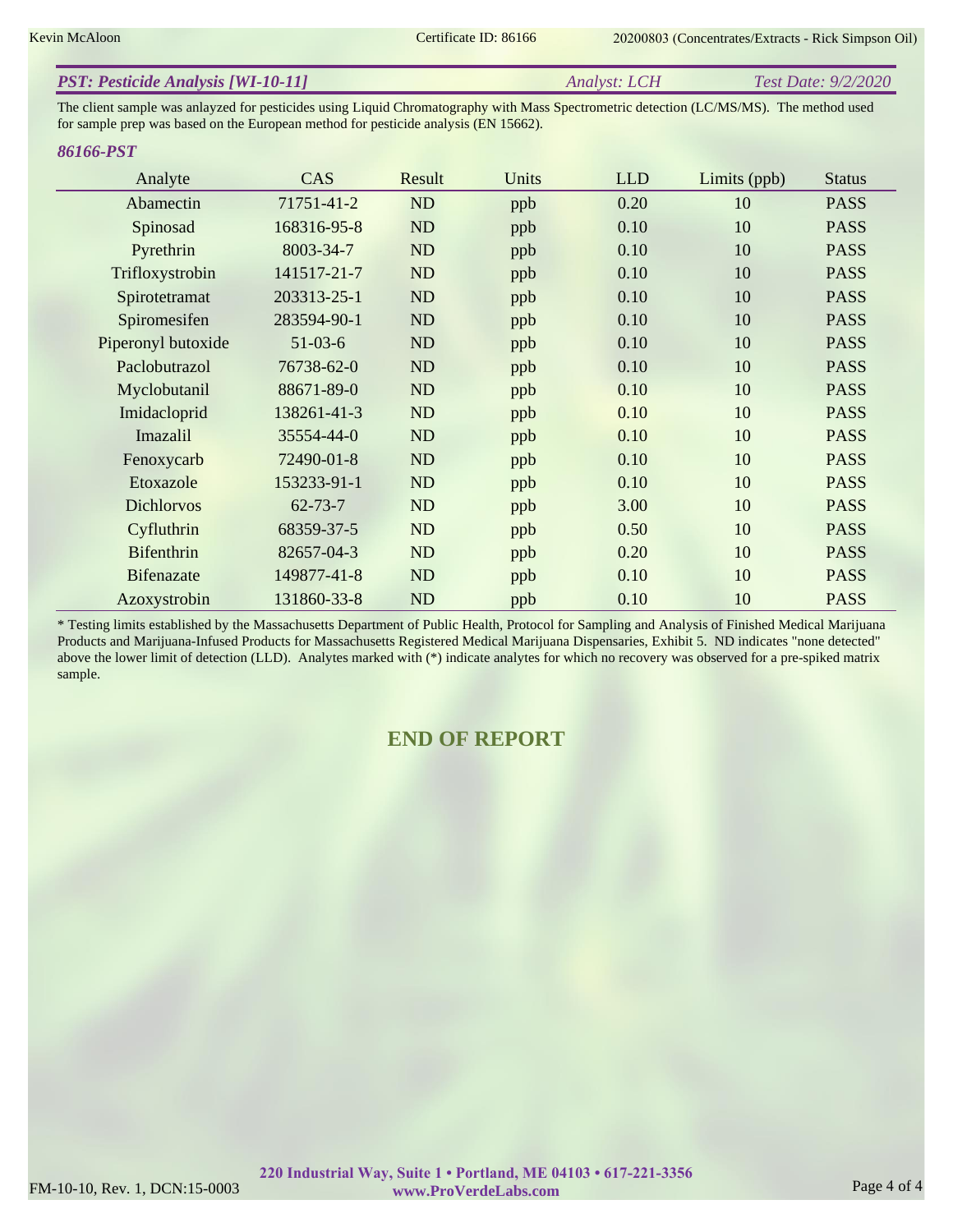**PST: Pesticide Analysis [WI-10-11]** *Analyst: LCH* *Test Date: 9/2/2020*

The client sample was anlayzed for pesticides using Liquid Chromatography with Mass Spectrometric detection (LC/MS/MS). The method used for sample prep was based on the European method for pesticide analysis (EN 15662).

***86166-PST***

| Analyte | CAS | Result | Units | LLD | Limits (ppb) | Status |
|---|---|---|---|---|---|---|
| Abamectin | 71751-41-2 | ND | ppb | 0.20 | 10 | PASS |
| Spinosad | 168316-95-8 | ND | ppb | 0.10 | 10 | PASS |
| Pyrethrin | 8003-34-7 | ND | ppb | 0.10 | 10 | PASS |
| Trifloxystrobin | 141517-21-7 | ND | ppb | 0.10 | 10 | PASS |
| Spirotetramat | 203313-25-1 | ND | ppb | 0.10 | 10 | PASS |
| Spiromesifen | 283594-90-1 | ND | ppb | 0.10 | 10 | PASS |
| Piperonyl butoxide | 51-03-6 | ND | ppb | 0.10 | 10 | PASS |
| Paclobutrazol | 76738-62-0 | ND | ppb | 0.10 | 10 | PASS |
| Myclobutanil | 88671-89-0 | ND | ppb | 0.10 | 10 | PASS |
| Imidacloprid | 138261-41-3 | ND | ppb | 0.10 | 10 | PASS |
| Imazalil | 35554-44-0 | ND | ppb | 0.10 | 10 | PASS |
| Fenoxycarb | 72490-01-8 | ND | ppb | 0.10 | 10 | PASS |
| Etoxazole | 153233-91-1 | ND | ppb | 0.10 | 10 | PASS |
| Dichlorvos | 62-73-7 | ND | ppb | 3.00 | 10 | PASS |
| Cyfluthrin | 68359-37-5 | ND | ppb | 0.50 | 10 | PASS |
| Bifenthrin | 82657-04-3 | ND | ppb | 0.20 | 10 | PASS |
| Bifenazate | 149877-41-8 | ND | ppb | 0.10 | 10 | PASS |
| Azoxystrobin | 131860-33-8 | ND | ppb | 0.10 | 10 | PASS |

* Testing limits established by the Massachusetts Department of Public Health, Protocol for Sampling and Analysis of Finished Medical Marijuana Products and Marijuana-Infused Products for Massachusetts Registered Medical Marijuana Dispensaries, Exhibit 5. ND indicates "none detected" above the lower limit of detection (LLD). Analytes marked with (*) indicate analytes for which no recovery was observed for a pre-spiked matrix sample.

## END OF REPORT

**220 Industrial Way, Suite 1 • Portland, ME 04103 • 617-221-3356**
**www.ProVerdeLabs.com**

FM-10-10, Rev. 1, DCN:15-0003